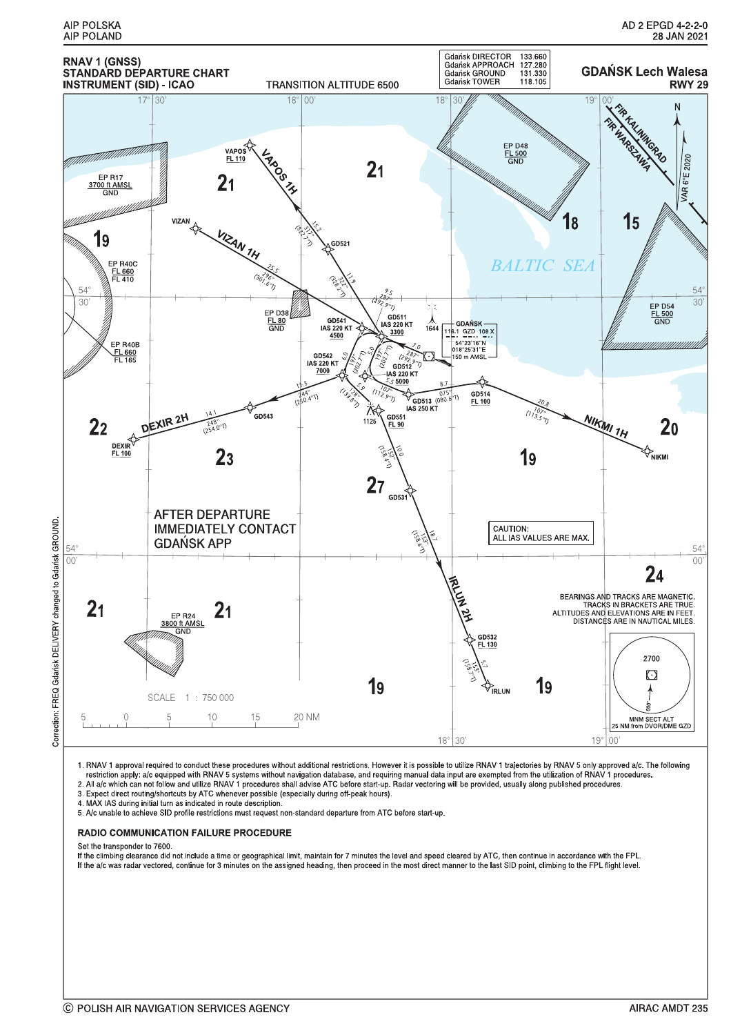# RNAV 1 (GNSS) STANDARD DEPARTURE CHART INSTRUMENT (SID) - ICAO

**GDAŃSK Lech Walesa**
**RWY 29**

TRANSITION ALTITUDE 6500

| | |
|---|---|
| Gdańsk DIRECTOR | 133.660 |
| Gdańsk APPROACH | 127.280 |
| Gdańsk GROUND | 131.330 |
| Gdańsk TOWER | 118.105 |

AFTER DEPARTURE IMMEDIATELY CONTACT GDAŃSK APP

CAUTION: ALL IAS VALUES ARE MAX.

BEARINGS AND TRACKS ARE MAGNETIC. TRACKS IN BRACKETS ARE TRUE. ALTITUDES AND ELEVATIONS ARE IN FEET. DISTANCES ARE IN NAUTICAL MILES.

MNM SECT ALT 25 NM from DVOR/DME GZD: 2700

GDAŃSK 116.1 GZD 108 X, 54°23'16"N 018°25'31"E, 150 m AMSL

SCALE 1 : 750 000

Correction: FREQ Gdańsk DELIVERY changed to Gdańsk GROUND.

1. RNAV 1 approval required to conduct these procedures without additional restrictions. However it is possible to utilize RNAV 1 trajectories by RNAV 5 only approved a/c. The following restriction apply: a/c equipped with RNAV 5 systems without navigation database, and requiring manual data input are exempted from the utilization of RNAV 1 procedures.
2. All a/c which can not follow and utilize RNAV 1 procedures shall advise ATC before start-up. Radar vectoring will be provided, usually along published procedures.
3. Expect direct routing/shortcuts by ATC whenever possible (especially during off-peak hours).
4. MAX IAS during initial turn as indicated in route description.
5. A/c unable to achieve SID profile restrictions must request non-standard departure from ATC before start-up.

## RADIO COMMUNICATION FAILURE PROCEDURE

Set the transponder to 7600.
If the climbing clearance did not include a time or geographical limit, maintain for 7 minutes the level and speed cleared by ATC, then continue in accordance with the FPL.
If the a/c was radar vectored, continue for 3 minutes on the assigned heading, then proceed in the most direct manner to the last SID point, climbing to the FPL flight level.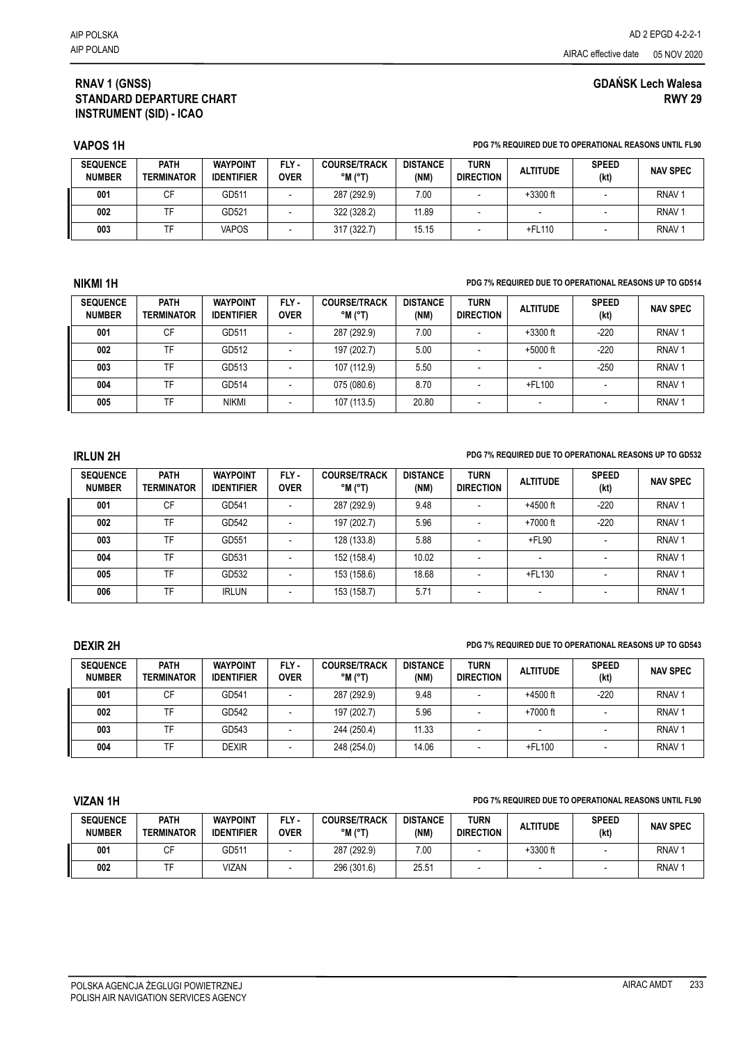## RNAV 1 (GNSS) STANDARD DEPARTURE CHART INSTRUMENT (SID) - ICAO

## GDAŃSK Lech Walesa RWY 29

### VAPOS 1H

**PDG 7% REQUIRED DUE TO OPERATIONAL REASONS UNTIL FL90**

| SEQUENCE NUMBER | PATH TERMINATOR | WAYPOINT IDENTIFIER | FLY - OVER | COURSE/TRACK °M (°T) | DISTANCE (NM) | TURN DIRECTION | ALTITUDE | SPEED (kt) | NAV SPEC |
|---|---|---|---|---|---|---|---|---|---|
| 001 | CF | GD511 | - | 287 (292.9) | 7.00 | - | +3300 ft | - | RNAV 1 |
| 002 | TF | GD521 | - | 322 (328.2) | 11.89 | - | - | - | RNAV 1 |
| 003 | TF | VAPOS | - | 317 (322.7) | 15.15 | - | +FL110 | - | RNAV 1 |

### NIKMI 1H

**PDG 7% REQUIRED DUE TO OPERATIONAL REASONS UP TO GD514**

| SEQUENCE NUMBER | PATH TERMINATOR | WAYPOINT IDENTIFIER | FLY - OVER | COURSE/TRACK °M (°T) | DISTANCE (NM) | TURN DIRECTION | ALTITUDE | SPEED (kt) | NAV SPEC |
|---|---|---|---|---|---|---|---|---|---|
| 001 | CF | GD511 | - | 287 (292.9) | 7.00 | - | +3300 ft | -220 | RNAV 1 |
| 002 | TF | GD512 | - | 197 (202.7) | 5.00 | - | +5000 ft | -220 | RNAV 1 |
| 003 | TF | GD513 | - | 107 (112.9) | 5.50 | - | - | -250 | RNAV 1 |
| 004 | TF | GD514 | - | 075 (080.6) | 8.70 | - | +FL100 | - | RNAV 1 |
| 005 | TF | NIKMI | - | 107 (113.5) | 20.80 | - | - | - | RNAV 1 |

### IRLUN 2H

**PDG 7% REQUIRED DUE TO OPERATIONAL REASONS UP TO GD532**

| SEQUENCE NUMBER | PATH TERMINATOR | WAYPOINT IDENTIFIER | FLY - OVER | COURSE/TRACK °M (°T) | DISTANCE (NM) | TURN DIRECTION | ALTITUDE | SPEED (kt) | NAV SPEC |
|---|---|---|---|---|---|---|---|---|---|
| 001 | CF | GD541 | - | 287 (292.9) | 9.48 | - | +4500 ft | -220 | RNAV 1 |
| 002 | TF | GD542 | - | 197 (202.7) | 5.96 | - | +7000 ft | -220 | RNAV 1 |
| 003 | TF | GD551 | - | 128 (133.8) | 5.88 | - | +FL90 | - | RNAV 1 |
| 004 | TF | GD531 | - | 152 (158.4) | 10.02 | - | - | - | RNAV 1 |
| 005 | TF | GD532 | - | 153 (158.6) | 18.68 | - | +FL130 | - | RNAV 1 |
| 006 | TF | IRLUN | - | 153 (158.7) | 5.71 | - | - | - | RNAV 1 |

### DEXIR 2H

**PDG 7% REQUIRED DUE TO OPERATIONAL REASONS UP TO GD543**

| SEQUENCE NUMBER | PATH TERMINATOR | WAYPOINT IDENTIFIER | FLY - OVER | COURSE/TRACK °M (°T) | DISTANCE (NM) | TURN DIRECTION | ALTITUDE | SPEED (kt) | NAV SPEC |
|---|---|---|---|---|---|---|---|---|---|
| 001 | CF | GD541 | - | 287 (292.9) | 9.48 | - | +4500 ft | -220 | RNAV 1 |
| 002 | TF | GD542 | - | 197 (202.7) | 5.96 | - | +7000 ft | - | RNAV 1 |
| 003 | TF | GD543 | - | 244 (250.4) | 11.33 | - | - | - | RNAV 1 |
| 004 | TF | DEXIR | - | 248 (254.0) | 14.06 | - | +FL100 | - | RNAV 1 |

### VIZAN 1H

**PDG 7% REQUIRED DUE TO OPERATIONAL REASONS UNTIL FL90**

| SEQUENCE NUMBER | PATH TERMINATOR | WAYPOINT IDENTIFIER | FLY - OVER | COURSE/TRACK °M (°T) | DISTANCE (NM) | TURN DIRECTION | ALTITUDE | SPEED (kt) | NAV SPEC |
|---|---|---|---|---|---|---|---|---|---|
| 001 | CF | GD511 | - | 287 (292.9) | 7.00 | - | +3300 ft | - | RNAV 1 |
| 002 | TF | VIZAN | - | 296 (301.6) | 25.51 | - | - | - | RNAV 1 |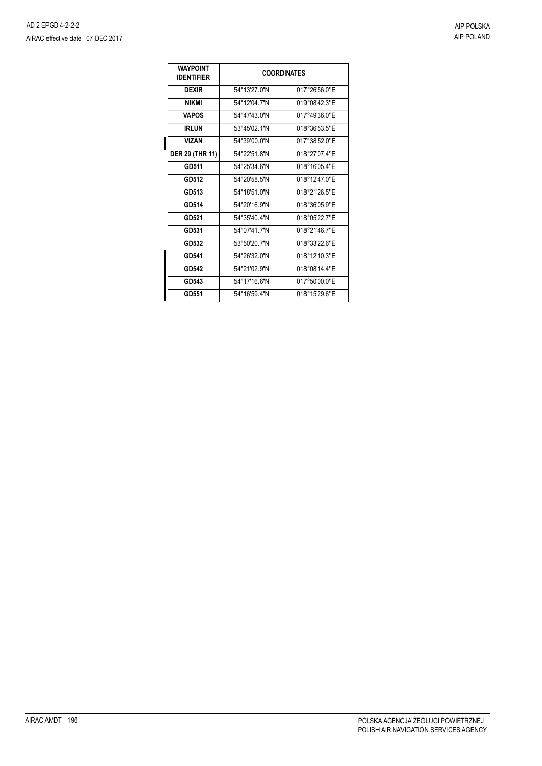| WAYPOINT IDENTIFIER | COORDINATES | |
|---|---|---|
| DEXIR | 54°13'27.0"N | 017°26'56.0"E |
| NIKMI | 54°12'04.7"N | 019°08'42.3"E |
| VAPOS | 54°47'43.0"N | 017°49'36.0"E |
| IRLUN | 53°45'02.1"N | 018°36'53.5"E |
| VIZAN | 54°39'00.0"N | 017°38'52.0"E |
| DER 29 (THR 11) | 54°22'51.8"N | 018°27'07.4"E |
| GD511 | 54°25'34.6"N | 018°16'05.4"E |
| GD512 | 54°20'58.5"N | 018°12'47.0"E |
| GD513 | 54°18'51.0"N | 018°21'26.5"E |
| GD514 | 54°20'16.9"N | 018°36'05.9"E |
| GD521 | 54°35'40.4"N | 018°05'22.7"E |
| GD531 | 54°07'41.7"N | 018°21'46.7"E |
| GD532 | 53°50'20.7"N | 018°33'22.6"E |
| GD541 | 54°26'32.0"N | 018°12'10.3"E |
| GD542 | 54°21'02.9"N | 018°08'14.4"E |
| GD543 | 54°17'16.6"N | 017°50'00.0"E |
| GD551 | 54°16'59.4"N | 018°15'29.6"E |